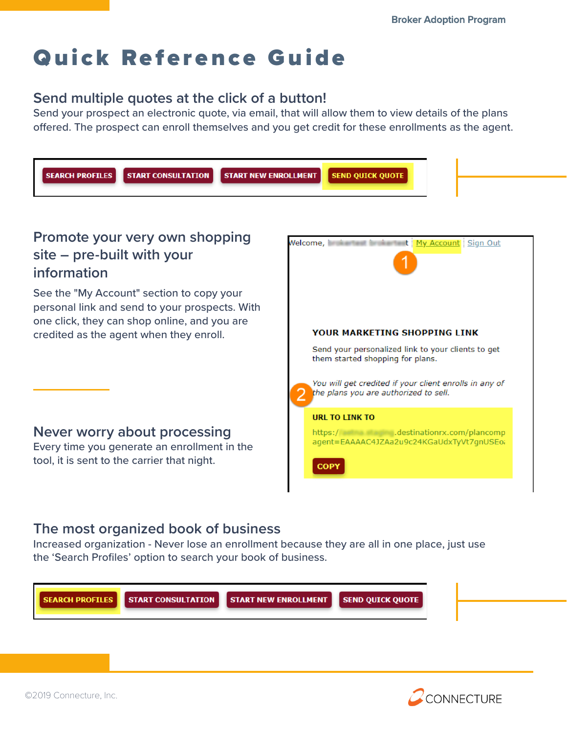# Quick Reference Guide

## Send multiple quotes at the click of a button!

Send your prospect an electronic quote, via email, that will allow them to view details of the plans offered. The prospect can enroll themselves and you get credit for these enrollments as the agent.

SEARCH PROFILES | START CONSULTATION | START NEW ENROLLMENT | SEND QUICK QUOTE

## Promote your very own shopping site – pre-built with your information

See the "My Account" section to copy your personal link and send to your prospects. With one click, they can shop online, and you are credited as the agent when they enroll.

Welcome, | My Account | Sign Out

1

**YOUR MARKETING SHOPPING LINK**

Send your personalized link to your clients to get them started shopping for plans.

*You will get credited if your client enrolls in any of the plans you are authorized to sell.*

2

**URL TO LINK TO**

https://.destinationrx.com/plancomp agent=EAAAAC4JZAa2u9c24KGaUdxTyVt7gnUSEo

COPY

## Never worry about processing

Every time you generate an enrollment in the tool, it is sent to the carrier that night.

## The most organized book of business

Increased organization - Never lose an enrollment because they are all in one place, just use the 'Search Profiles' option to search your book of business.

SEARCH PROFILES | START CONSULTATION | START NEW ENROLLMENT | SEND QUICK QUOTE

©2019 Connecture, Inc.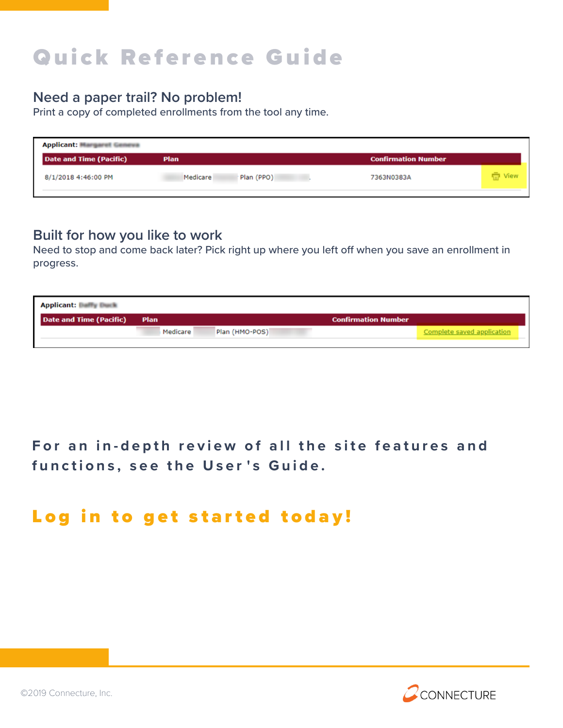# Quick Reference Guide

## Need a paper trail? No problem!

Print a copy of completed enrollments from the tool any time.

Applicant:

| Date and Time (Pacific) | Plan | Confirmation Number | |
|---|---|---|---|
| 8/1/2018 4:46:00 PM | Medicare Plan (PPO) | 7363N0383A | View |

## Built for how you like to work

Need to stop and come back later? Pick right up where you left off when you save an enrollment in progress.

Applicant:

| Date and Time (Pacific) | Plan | Confirmation Number |
|---|---|---|
| | Medicare Plan (HMO-POS) | Complete saved application |

**For an in-depth review of all the site features and functions, see the User's Guide.**

**Log in to get started today!**

©2019 Connecture, Inc.

CONNECTURE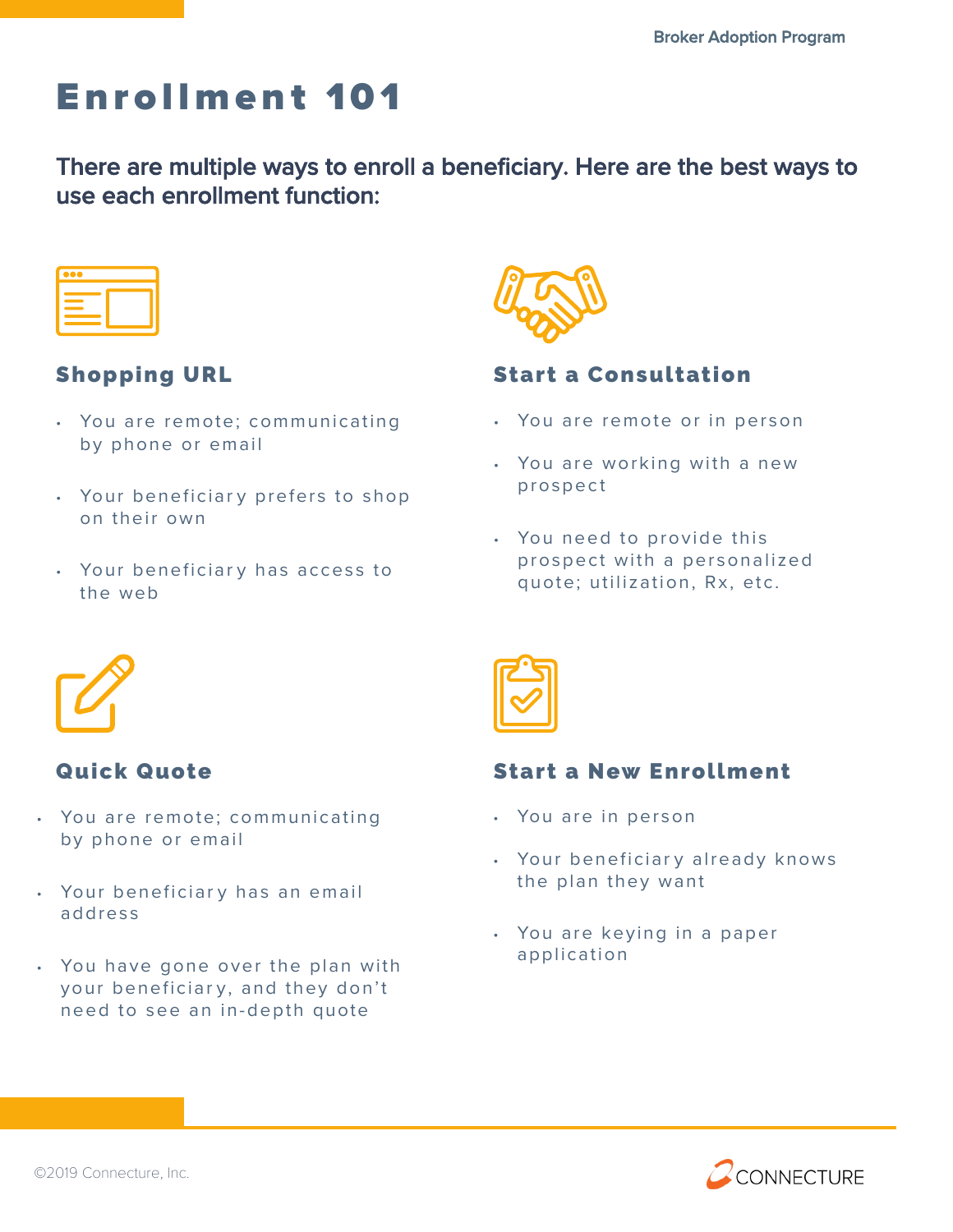# Enrollment 101

**There are multiple ways to enroll a beneficiary. Here are the best ways to use each enrollment function:**

## Shopping URL

- You are remote; communicating by phone or email
- Your beneficiary prefers to shop on their own
- Your beneficiary has access to the web

## Start a Consultation

- You are remote or in person
- You are working with a new prospect
- You need to provide this prospect with a personalized quote; utilization, Rx, etc.

## Quick Quote

- You are remote; communicating by phone or email
- Your beneficiary has an email address
- You have gone over the plan with your beneficiary, and they don't need to see an in-depth quote

## Start a New Enrollment

- You are in person
- Your beneficiary already knows the plan they want
- You are keying in a paper application

©2019 Connecture, Inc.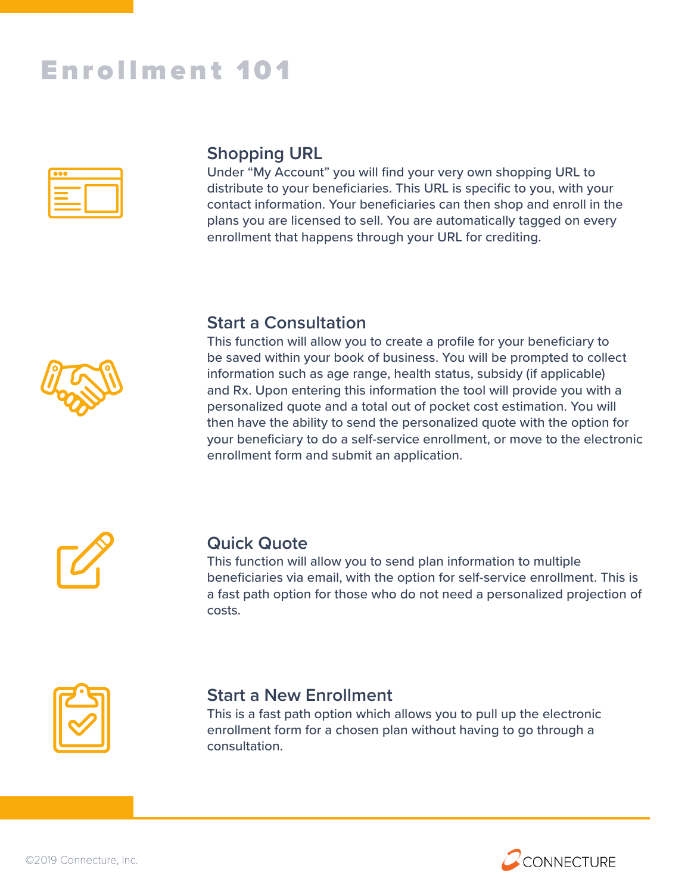# Enrollment 101

## Shopping URL

Under "My Account" you will find your very own shopping URL to distribute to your beneficiaries. This URL is specific to you, with your contact information. Your beneficiaries can then shop and enroll in the plans you are licensed to sell. You are automatically tagged on every enrollment that happens through your URL for crediting.

## Start a Consultation

This function will allow you to create a profile for your beneficiary to be saved within your book of business. You will be prompted to collect information such as age range, health status, subsidy (if applicable) and Rx. Upon entering this information the tool will provide you with a personalized quote and a total out of pocket cost estimation. You will then have the ability to send the personalized quote with the option for your beneficiary to do a self-service enrollment, or move to the electronic enrollment form and submit an application.

## Quick Quote

This function will allow you to send plan information to multiple beneficiaries via email, with the option for self-service enrollment. This is a fast path option for those who do not need a personalized projection of costs.

## Start a New Enrollment

This is a fast path option which allows you to pull up the electronic enrollment form for a chosen plan without having to go through a consultation.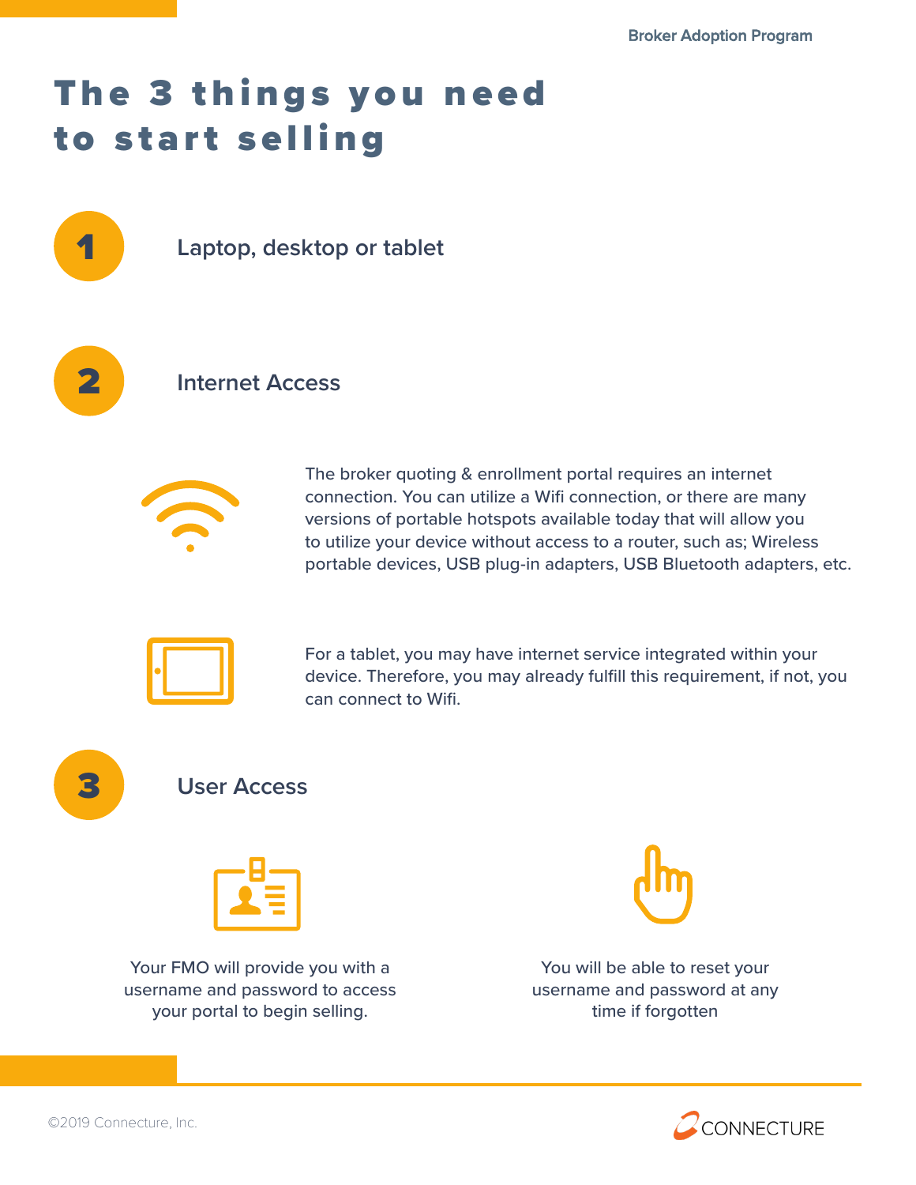# The 3 things you need to start selling

## 1 Laptop, desktop or tablet

## 2 Internet Access

The broker quoting & enrollment portal requires an internet connection. You can utilize a Wifi connection, or there are many versions of portable hotspots available today that will allow you to utilize your device without access to a router, such as; Wireless portable devices, USB plug-in adapters, USB Bluetooth adapters, etc.

For a tablet, you may have internet service integrated within your device. Therefore, you may already fulfill this requirement, if not, you can connect to Wifi.

## 3 User Access

Your FMO will provide you with a username and password to access your portal to begin selling.

You will be able to reset your username and password at any time if forgotten

©2019 Connecture, Inc.